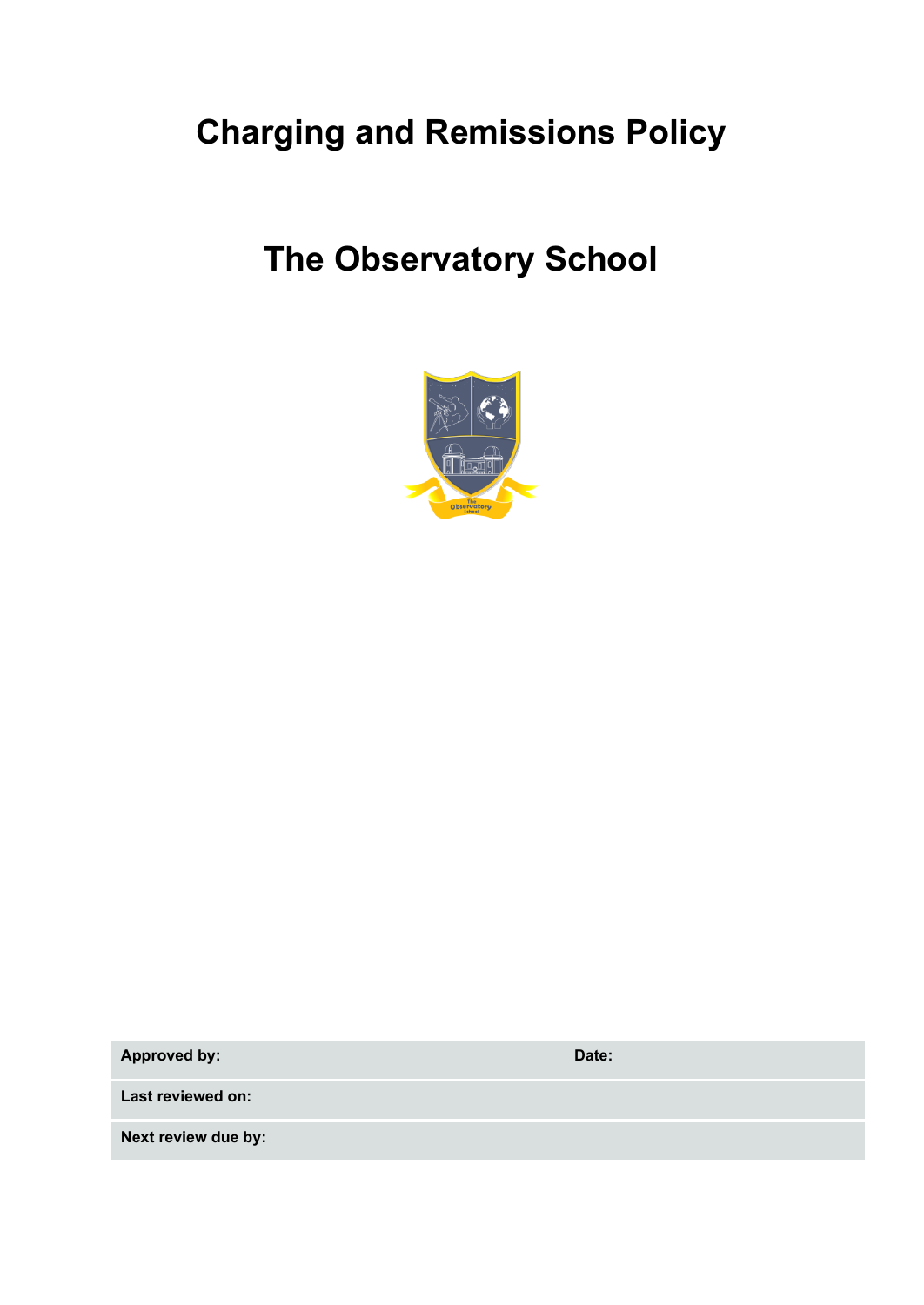# Charging and Remissions Policy

# The Observatory School

| Approved by: | Date: |
| --- | --- |
| Last reviewed on: | |
| Next review due by: | |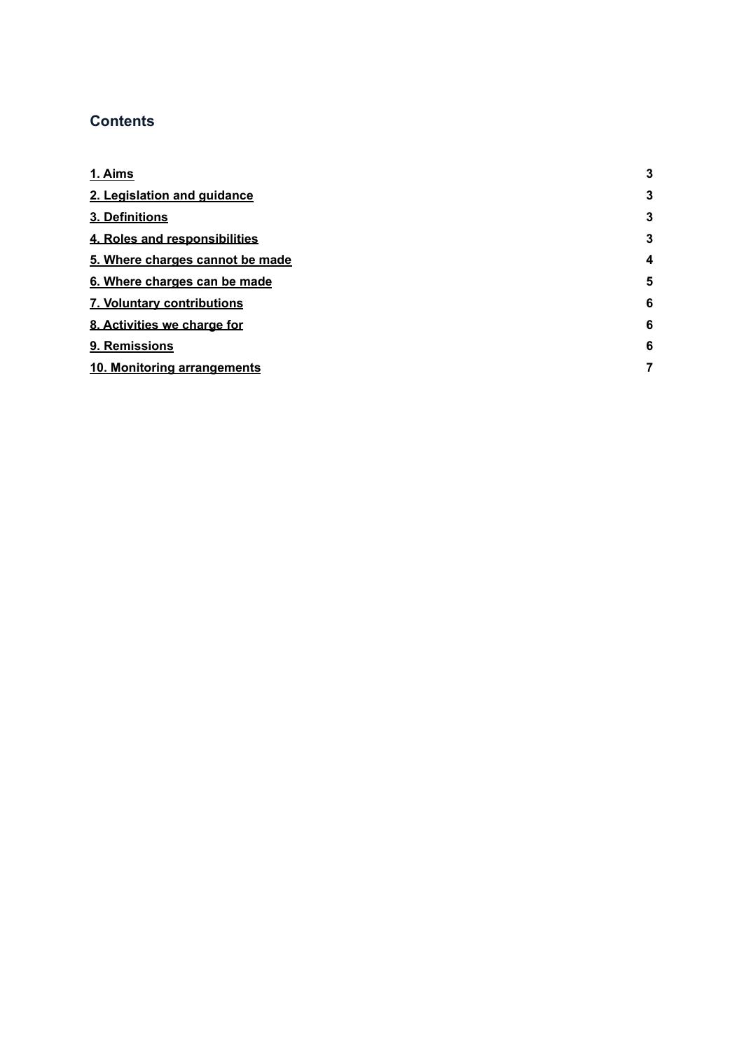## Contents

| | |
|---|---|
| **1. Aims** | **3** |
| **2. Legislation and guidance** | **3** |
| **3. Definitions** | **3** |
| **4. Roles and responsibilities** | **3** |
| **5. Where charges cannot be made** | **4** |
| **6. Where charges can be made** | **5** |
| **7. Voluntary contributions** | **6** |
| **8. Activities we charge for** | **6** |
| **9. Remissions** | **6** |
| **10. Monitoring arrangements** | **7** |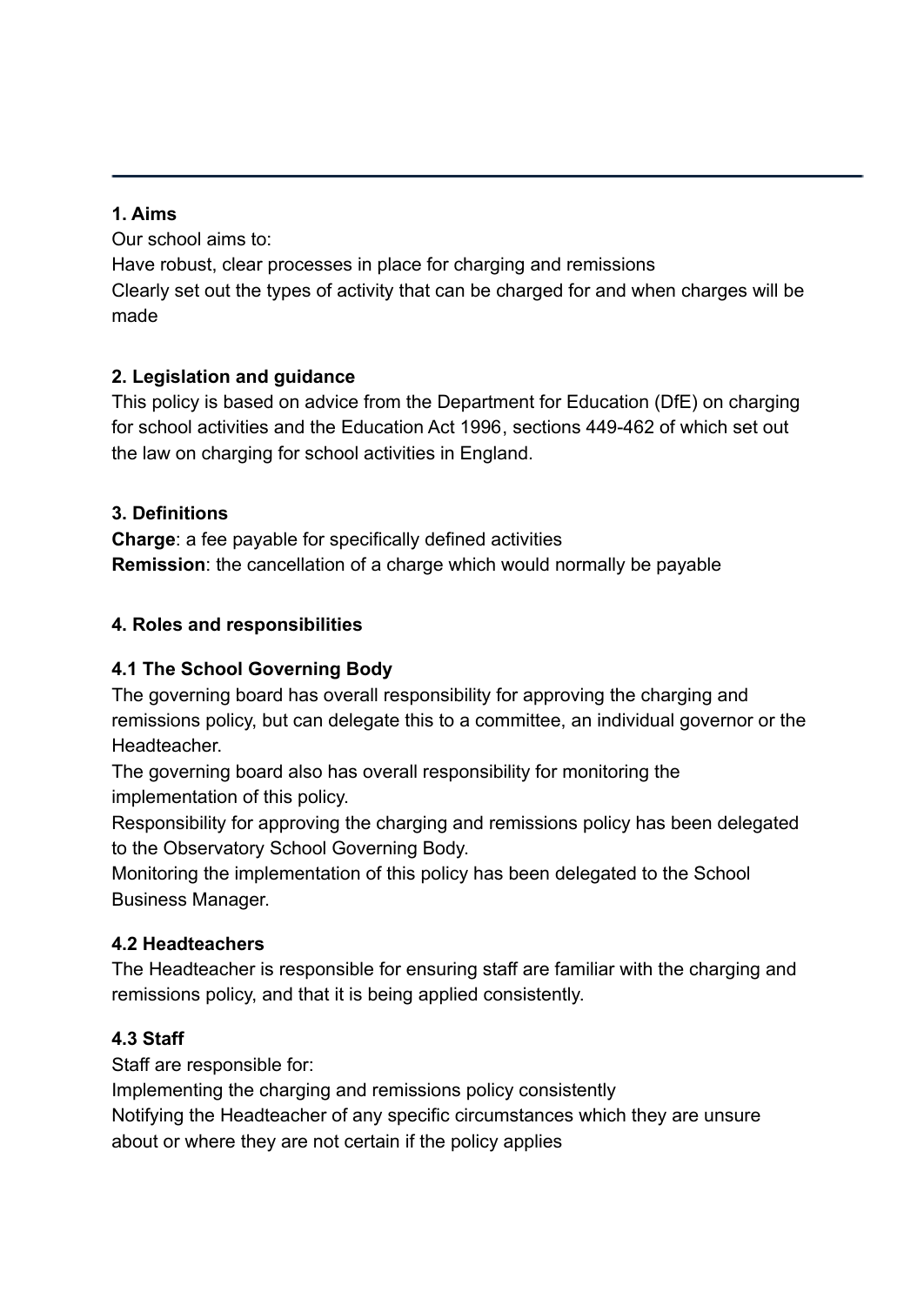## 1. Aims

Our school aims to:

Have robust, clear processes in place for charging and remissions

Clearly set out the types of activity that can be charged for and when charges will be made

## 2. Legislation and guidance

This policy is based on advice from the Department for Education (DfE) on charging for school activities and the Education Act 1996, sections 449-462 of which set out the law on charging for school activities in England.

## 3. Definitions

**Charge**: a fee payable for specifically defined activities

**Remission**: the cancellation of a charge which would normally be payable

## 4. Roles and responsibilities

### 4.1 The School Governing Body

The governing board has overall responsibility for approving the charging and remissions policy, but can delegate this to a committee, an individual governor or the Headteacher.

The governing board also has overall responsibility for monitoring the implementation of this policy.

Responsibility for approving the charging and remissions policy has been delegated to the Observatory School Governing Body.

Monitoring the implementation of this policy has been delegated to the School Business Manager.

### 4.2 Headteachers

The Headteacher is responsible for ensuring staff are familiar with the charging and remissions policy, and that it is being applied consistently.

### 4.3 Staff

Staff are responsible for:

Implementing the charging and remissions policy consistently

Notifying the Headteacher of any specific circumstances which they are unsure about or where they are not certain if the policy applies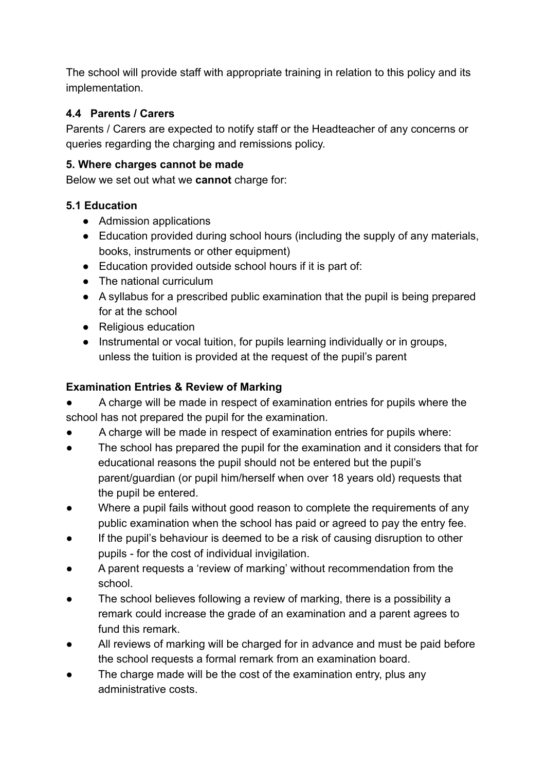The school will provide staff with appropriate training in relation to this policy and its implementation.

### 4.4 Parents / Carers

Parents / Carers are expected to notify staff or the Headteacher of any concerns or queries regarding the charging and remissions policy.

## 5. Where charges cannot be made

Below we set out what we **cannot** charge for:

### 5.1 Education

- Admission applications
- Education provided during school hours (including the supply of any materials, books, instruments or other equipment)
- Education provided outside school hours if it is part of:
- The national curriculum
- A syllabus for a prescribed public examination that the pupil is being prepared for at the school
- Religious education
- Instrumental or vocal tuition, for pupils learning individually or in groups, unless the tuition is provided at the request of the pupil's parent

### Examination Entries & Review of Marking

- A charge will be made in respect of examination entries for pupils where the school has not prepared the pupil for the examination.
- A charge will be made in respect of examination entries for pupils where:
- The school has prepared the pupil for the examination and it considers that for educational reasons the pupil should not be entered but the pupil's parent/guardian (or pupil him/herself when over 18 years old) requests that the pupil be entered.
- Where a pupil fails without good reason to complete the requirements of any public examination when the school has paid or agreed to pay the entry fee.
- If the pupil's behaviour is deemed to be a risk of causing disruption to other pupils - for the cost of individual invigilation.
- A parent requests a 'review of marking' without recommendation from the school.
- The school believes following a review of marking, there is a possibility a remark could increase the grade of an examination and a parent agrees to fund this remark.
- All reviews of marking will be charged for in advance and must be paid before the school requests a formal remark from an examination board.
- The charge made will be the cost of the examination entry, plus any administrative costs.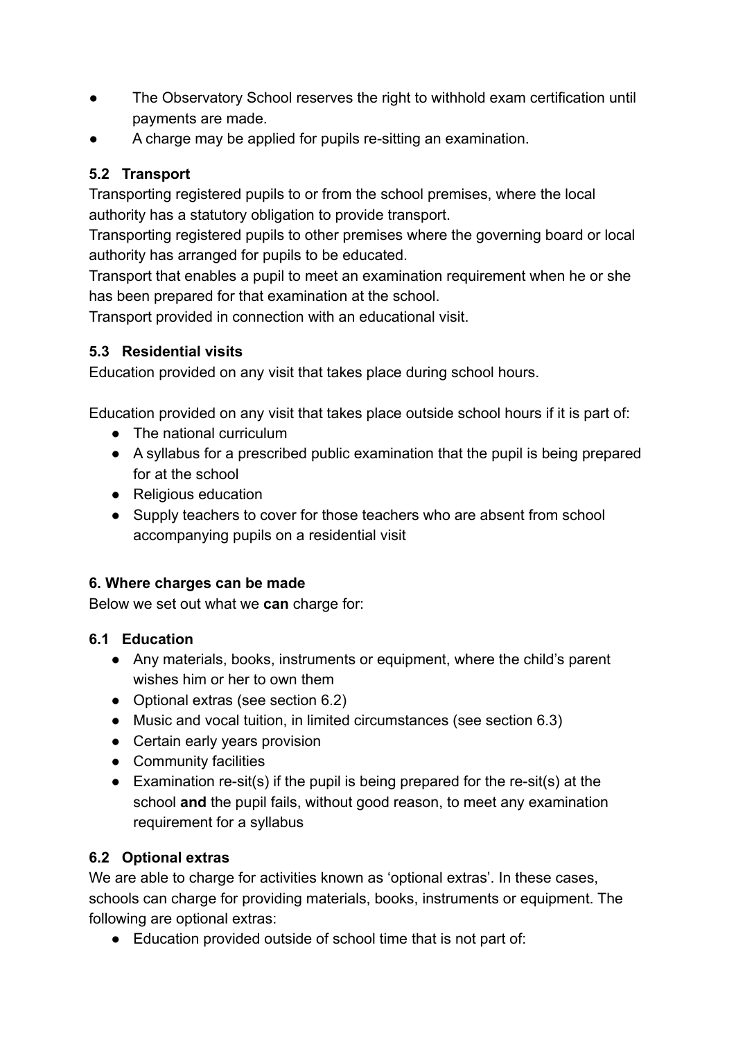- The Observatory School reserves the right to withhold exam certification until payments are made.
- A charge may be applied for pupils re-sitting an examination.

### 5.2 Transport

Transporting registered pupils to or from the school premises, where the local authority has a statutory obligation to provide transport.

Transporting registered pupils to other premises where the governing board or local authority has arranged for pupils to be educated.

Transport that enables a pupil to meet an examination requirement when he or she has been prepared for that examination at the school.

Transport provided in connection with an educational visit.

### 5.3 Residential visits

Education provided on any visit that takes place during school hours.

Education provided on any visit that takes place outside school hours if it is part of:

- The national curriculum
- A syllabus for a prescribed public examination that the pupil is being prepared for at the school
- Religious education
- Supply teachers to cover for those teachers who are absent from school accompanying pupils on a residential visit

## 6. Where charges can be made

Below we set out what we **can** charge for:

### 6.1 Education

- Any materials, books, instruments or equipment, where the child's parent wishes him or her to own them
- Optional extras (see section 6.2)
- Music and vocal tuition, in limited circumstances (see section 6.3)
- Certain early years provision
- Community facilities
- Examination re-sit(s) if the pupil is being prepared for the re-sit(s) at the school **and** the pupil fails, without good reason, to meet any examination requirement for a syllabus

### 6.2 Optional extras

We are able to charge for activities known as 'optional extras'. In these cases, schools can charge for providing materials, books, instruments or equipment. The following are optional extras:

- Education provided outside of school time that is not part of: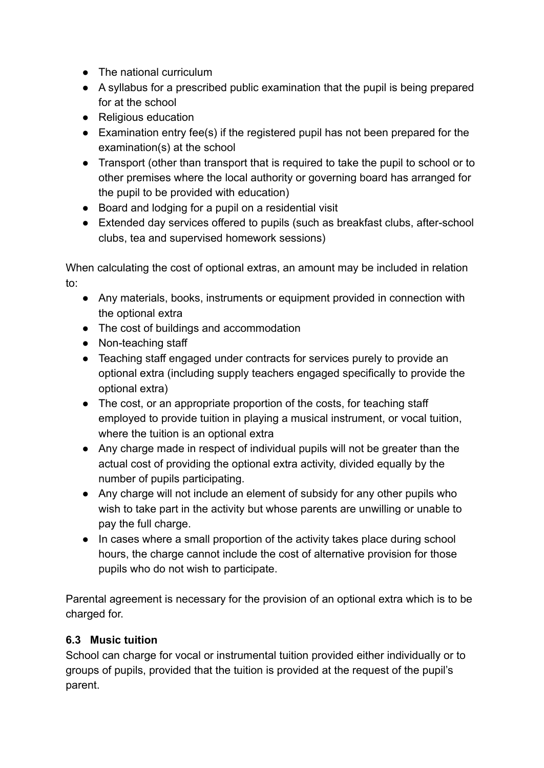- The national curriculum
- A syllabus for a prescribed public examination that the pupil is being prepared for at the school
- Religious education
- Examination entry fee(s) if the registered pupil has not been prepared for the examination(s) at the school
- Transport (other than transport that is required to take the pupil to school or to other premises where the local authority or governing board has arranged for the pupil to be provided with education)
- Board and lodging for a pupil on a residential visit
- Extended day services offered to pupils (such as breakfast clubs, after-school clubs, tea and supervised homework sessions)

When calculating the cost of optional extras, an amount may be included in relation to:

- Any materials, books, instruments or equipment provided in connection with the optional extra
- The cost of buildings and accommodation
- Non-teaching staff
- Teaching staff engaged under contracts for services purely to provide an optional extra (including supply teachers engaged specifically to provide the optional extra)
- The cost, or an appropriate proportion of the costs, for teaching staff employed to provide tuition in playing a musical instrument, or vocal tuition, where the tuition is an optional extra
- Any charge made in respect of individual pupils will not be greater than the actual cost of providing the optional extra activity, divided equally by the number of pupils participating.
- Any charge will not include an element of subsidy for any other pupils who wish to take part in the activity but whose parents are unwilling or unable to pay the full charge.
- In cases where a small proportion of the activity takes place during school hours, the charge cannot include the cost of alternative provision for those pupils who do not wish to participate.

Parental agreement is necessary for the provision of an optional extra which is to be charged for.

### 6.3 Music tuition

School can charge for vocal or instrumental tuition provided either individually or to groups of pupils, provided that the tuition is provided at the request of the pupil's parent.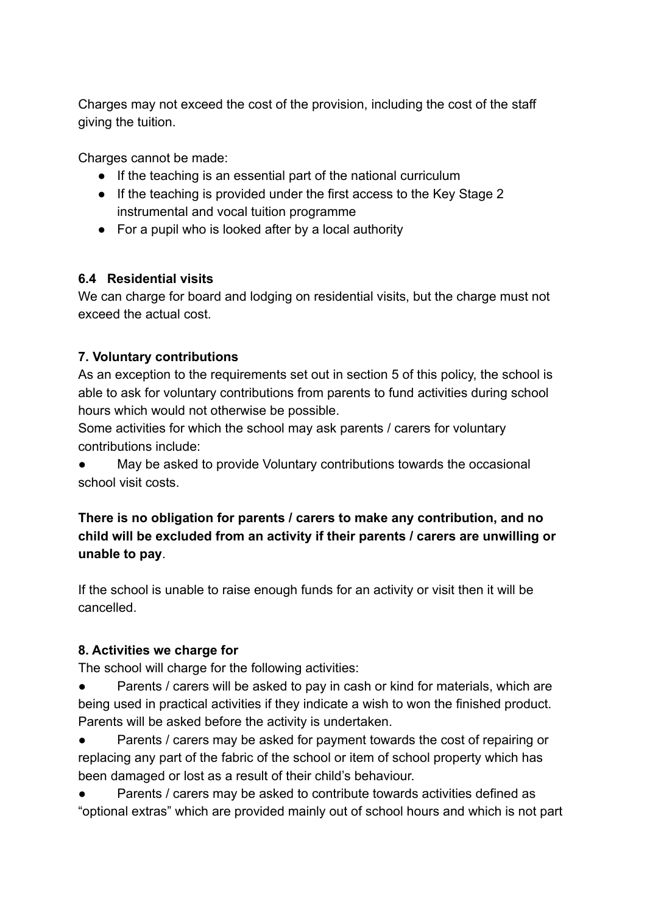Charges may not exceed the cost of the provision, including the cost of the staff giving the tuition.

Charges cannot be made:

- If the teaching is an essential part of the national curriculum
- If the teaching is provided under the first access to the Key Stage 2 instrumental and vocal tuition programme
- For a pupil who is looked after by a local authority

### 6.4 Residential visits

We can charge for board and lodging on residential visits, but the charge must not exceed the actual cost.

## 7. Voluntary contributions

As an exception to the requirements set out in section 5 of this policy, the school is able to ask for voluntary contributions from parents to fund activities during school hours which would not otherwise be possible.

Some activities for which the school may ask parents / carers for voluntary contributions include:

- May be asked to provide Voluntary contributions towards the occasional school visit costs.

**There is no obligation for parents / carers to make any contribution, and no child will be excluded from an activity if their parents / carers are unwilling or unable to pay**.

If the school is unable to raise enough funds for an activity or visit then it will be cancelled.

## 8. Activities we charge for

The school will charge for the following activities:

- Parents / carers will be asked to pay in cash or kind for materials, which are being used in practical activities if they indicate a wish to won the finished product. Parents will be asked before the activity is undertaken.
- Parents / carers may be asked for payment towards the cost of repairing or replacing any part of the fabric of the school or item of school property which has been damaged or lost as a result of their child's behaviour.
- Parents / carers may be asked to contribute towards activities defined as "optional extras" which are provided mainly out of school hours and which is not part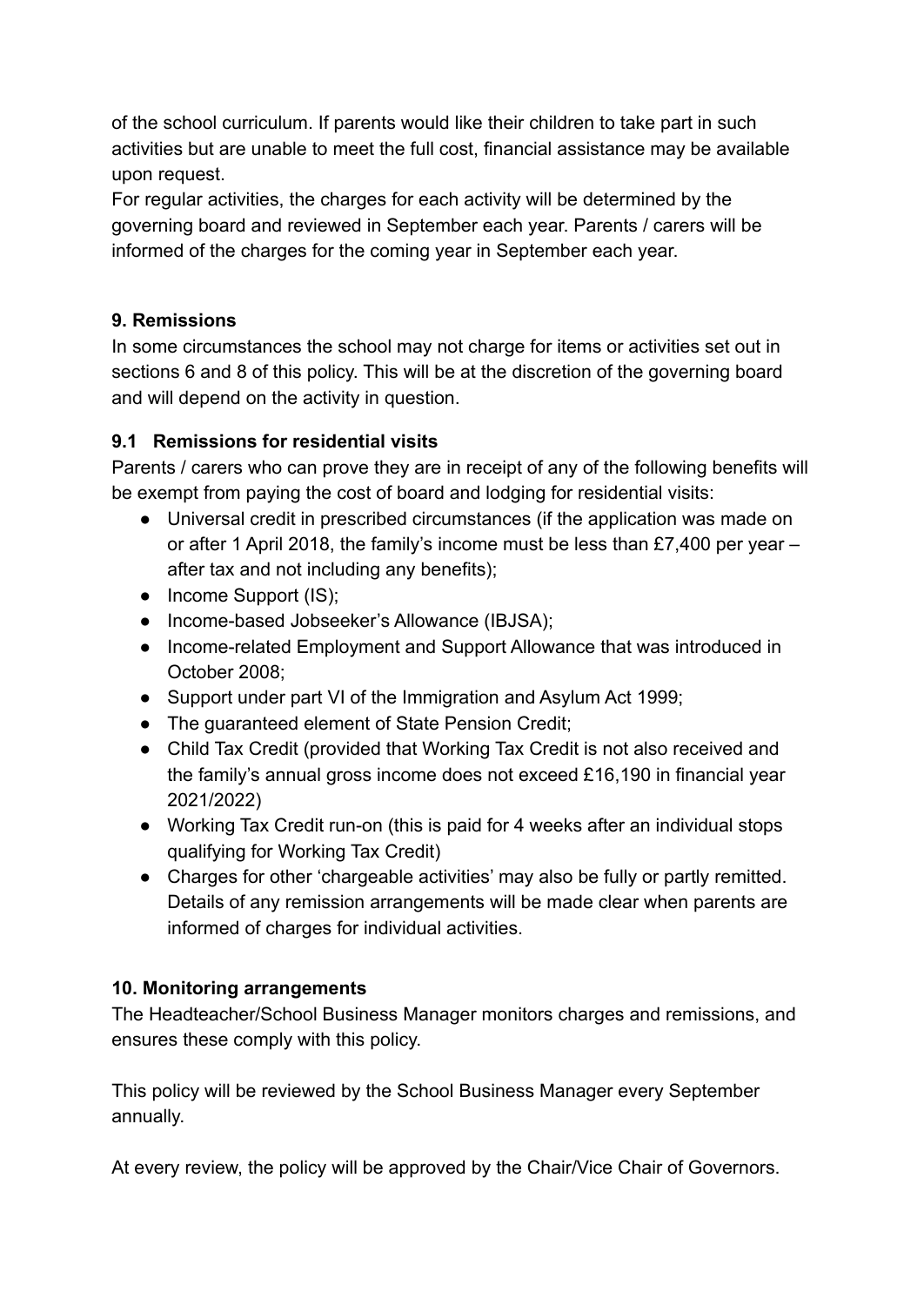of the school curriculum. If parents would like their children to take part in such activities but are unable to meet the full cost, financial assistance may be available upon request.

For regular activities, the charges for each activity will be determined by the governing board and reviewed in September each year. Parents / carers will be informed of the charges for the coming year in September each year.

## 9. Remissions

In some circumstances the school may not charge for items or activities set out in sections 6 and 8 of this policy. This will be at the discretion of the governing board and will depend on the activity in question.

### 9.1 Remissions for residential visits

Parents / carers who can prove they are in receipt of any of the following benefits will be exempt from paying the cost of board and lodging for residential visits:

- Universal credit in prescribed circumstances (if the application was made on or after 1 April 2018, the family's income must be less than £7,400 per year – after tax and not including any benefits);
- Income Support (IS);
- Income-based Jobseeker's Allowance (IBJSA);
- Income-related Employment and Support Allowance that was introduced in October 2008;
- Support under part VI of the Immigration and Asylum Act 1999;
- The guaranteed element of State Pension Credit;
- Child Tax Credit (provided that Working Tax Credit is not also received and the family's annual gross income does not exceed £16,190 in financial year 2021/2022)
- Working Tax Credit run-on (this is paid for 4 weeks after an individual stops qualifying for Working Tax Credit)
- Charges for other 'chargeable activities' may also be fully or partly remitted. Details of any remission arrangements will be made clear when parents are informed of charges for individual activities.

## 10. Monitoring arrangements

The Headteacher/School Business Manager monitors charges and remissions, and ensures these comply with this policy.

This policy will be reviewed by the School Business Manager every September annually.

At every review, the policy will be approved by the Chair/Vice Chair of Governors.